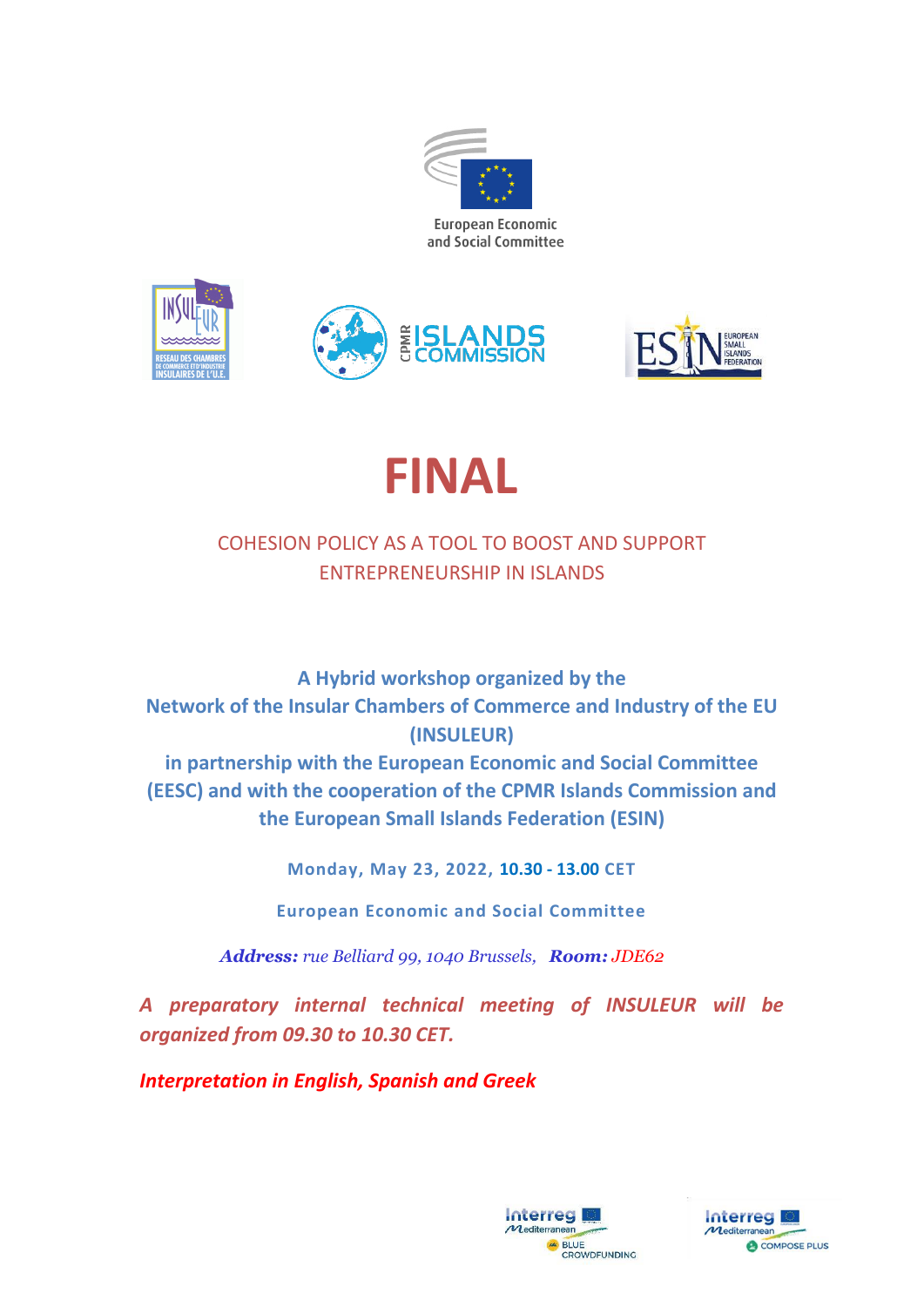European Economic and Social Committee

# FINAL

## COHESION POLICY AS A TOOL TO BOOST AND SUPPORT ENTREPRENEURSHIP IN ISLANDS

**A Hybrid workshop organized by the Network of the Insular Chambers of Commerce and Industry of the EU (INSULEUR) in partnership with the European Economic and Social Committee (EESC) and with the cooperation of the CPMR Islands Commission and the European Small Islands Federation (ESIN)**

**Monday, May 23, 2022, 10.30 - 13.00 CET**

**European Economic and Social Committee**

***Address:*** *rue Belliard 99, 1040 Brussels,* ***Room:*** *JDE62*

***A preparatory internal technical meeting of INSULEUR will be organized from 09.30 to 10.30 CET.***

***Interpretation in English, Spanish and Greek***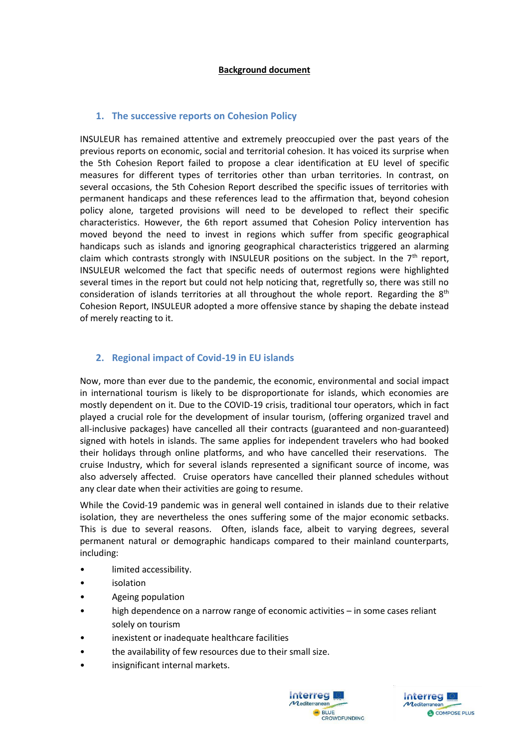**Background document**

## 1. The successive reports on Cohesion Policy

INSULEUR has remained attentive and extremely preoccupied over the past years of the previous reports on economic, social and territorial cohesion. It has voiced its surprise when the 5th Cohesion Report failed to propose a clear identification at EU level of specific measures for different types of territories other than urban territories. In contrast, on several occasions, the 5th Cohesion Report described the specific issues of territories with permanent handicaps and these references lead to the affirmation that, beyond cohesion policy alone, targeted provisions will need to be developed to reflect their specific characteristics. However, the 6th report assumed that Cohesion Policy intervention has moved beyond the need to invest in regions which suffer from specific geographical handicaps such as islands and ignoring geographical characteristics triggered an alarming claim which contrasts strongly with INSULEUR positions on the subject. In the 7th report, INSULEUR welcomed the fact that specific needs of outermost regions were highlighted several times in the report but could not help noticing that, regretfully so, there was still no consideration of islands territories at all throughout the whole report. Regarding the 8th Cohesion Report, INSULEUR adopted a more offensive stance by shaping the debate instead of merely reacting to it.

## 2. Regional impact of Covid-19 in EU islands

Now, more than ever due to the pandemic, the economic, environmental and social impact in international tourism is likely to be disproportionate for islands, which economies are mostly dependent on it. Due to the COVID-19 crisis, traditional tour operators, which in fact played a crucial role for the development of insular tourism, (offering organized travel and all-inclusive packages) have cancelled all their contracts (guaranteed and non-guaranteed) signed with hotels in islands. The same applies for independent travelers who had booked their holidays through online platforms, and who have cancelled their reservations. The cruise Industry, which for several islands represented a significant source of income, was also adversely affected. Cruise operators have cancelled their planned schedules without any clear date when their activities are going to resume.

While the Covid-19 pandemic was in general well contained in islands due to their relative isolation, they are nevertheless the ones suffering some of the major economic setbacks. This is due to several reasons. Often, islands face, albeit to varying degrees, several permanent natural or demographic handicaps compared to their mainland counterparts, including:

- limited accessibility.
- isolation
- Ageing population
- high dependence on a narrow range of economic activities – in some cases reliant solely on tourism
- inexistent or inadequate healthcare facilities
- the availability of few resources due to their small size.
- insignificant internal markets.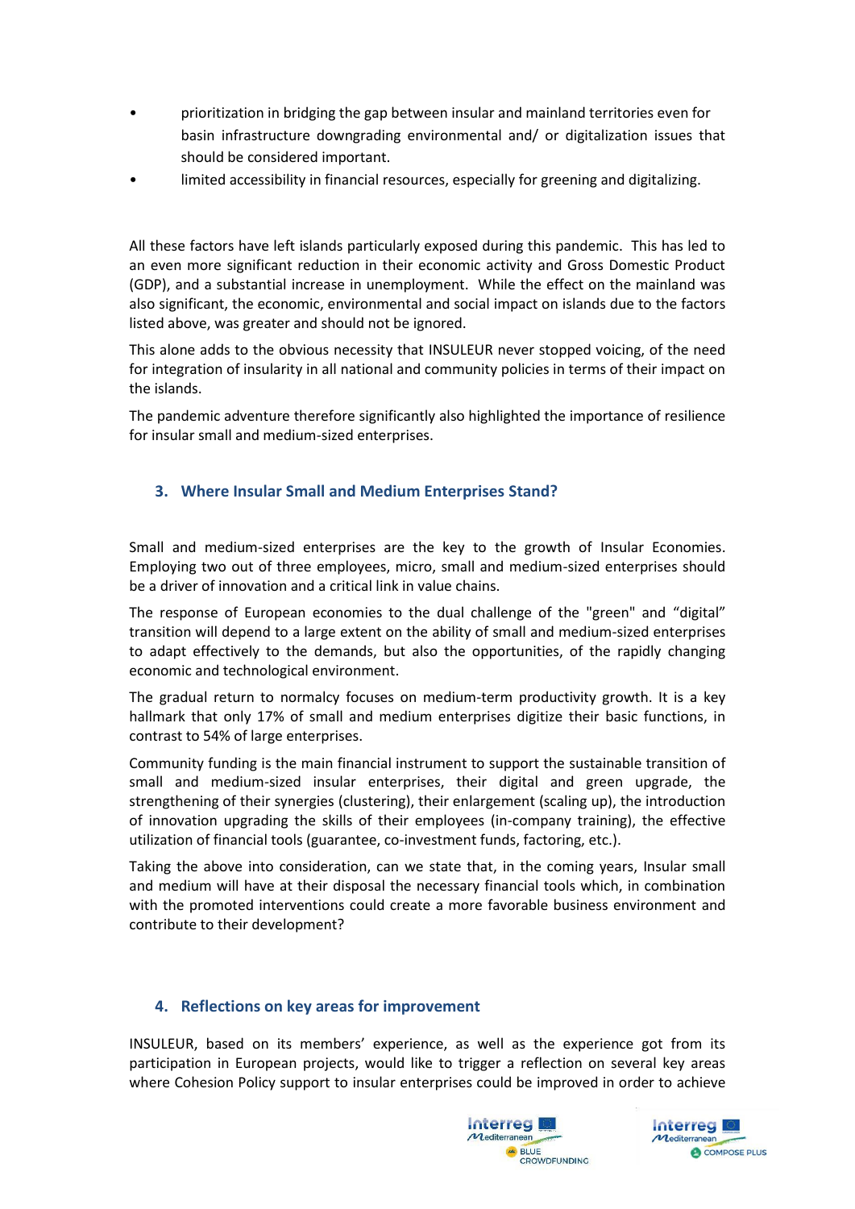- prioritization in bridging the gap between insular and mainland territories even for basin infrastructure downgrading environmental and/ or digitalization issues that should be considered important.
- limited accessibility in financial resources, especially for greening and digitalizing.

All these factors have left islands particularly exposed during this pandemic. This has led to an even more significant reduction in their economic activity and Gross Domestic Product (GDP), and a substantial increase in unemployment. While the effect on the mainland was also significant, the economic, environmental and social impact on islands due to the factors listed above, was greater and should not be ignored.

This alone adds to the obvious necessity that INSULEUR never stopped voicing, of the need for integration of insularity in all national and community policies in terms of their impact on the islands.

The pandemic adventure therefore significantly also highlighted the importance of resilience for insular small and medium-sized enterprises.

## 3. Where Insular Small and Medium Enterprises Stand?

Small and medium-sized enterprises are the key to the growth of Insular Economies. Employing two out of three employees, micro, small and medium-sized enterprises should be a driver of innovation and a critical link in value chains.

The response of European economies to the dual challenge of the "green" and "digital" transition will depend to a large extent on the ability of small and medium-sized enterprises to adapt effectively to the demands, but also the opportunities, of the rapidly changing economic and technological environment.

The gradual return to normalcy focuses on medium-term productivity growth. It is a key hallmark that only 17% of small and medium enterprises digitize their basic functions, in contrast to 54% of large enterprises.

Community funding is the main financial instrument to support the sustainable transition of small and medium-sized insular enterprises, their digital and green upgrade, the strengthening of their synergies (clustering), their enlargement (scaling up), the introduction of innovation upgrading the skills of their employees (in-company training), the effective utilization of financial tools (guarantee, co-investment funds, factoring, etc.).

Taking the above into consideration, can we state that, in the coming years, Insular small and medium will have at their disposal the necessary financial tools which, in combination with the promoted interventions could create a more favorable business environment and contribute to their development?

## 4. Reflections on key areas for improvement

INSULEUR, based on its members' experience, as well as the experience got from its participation in European projects, would like to trigger a reflection on several key areas where Cohesion Policy support to insular enterprises could be improved in order to achieve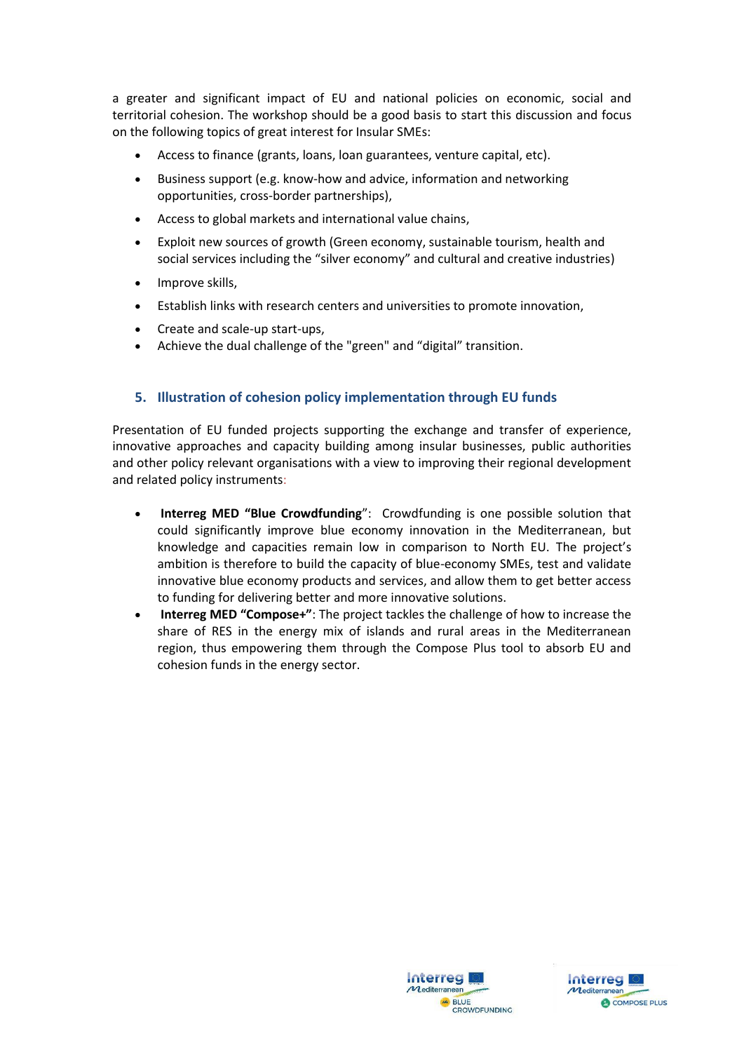a greater and significant impact of EU and national policies on economic, social and territorial cohesion. The workshop should be a good basis to start this discussion and focus on the following topics of great interest for Insular SMEs:

- Access to finance (grants, loans, loan guarantees, venture capital, etc).
- Business support (e.g. know-how and advice, information and networking opportunities, cross-border partnerships),
- Access to global markets and international value chains,
- Exploit new sources of growth (Green economy, sustainable tourism, health and social services including the "silver economy" and cultural and creative industries)
- Improve skills,
- Establish links with research centers and universities to promote innovation,
- Create and scale-up start-ups,
- Achieve the dual challenge of the "green" and "digital" transition.

## 5. Illustration of cohesion policy implementation through EU funds

Presentation of EU funded projects supporting the exchange and transfer of experience, innovative approaches and capacity building among insular businesses, public authorities and other policy relevant organisations with a view to improving their regional development and related policy instruments:

- **Interreg MED "Blue Crowdfunding"**: Crowdfunding is one possible solution that could significantly improve blue economy innovation in the Mediterranean, but knowledge and capacities remain low in comparison to North EU. The project's ambition is therefore to build the capacity of blue-economy SMEs, test and validate innovative blue economy products and services, and allow them to get better access to funding for delivering better and more innovative solutions.
- **Interreg MED "Compose+"**: The project tackles the challenge of how to increase the share of RES in the energy mix of islands and rural areas in the Mediterranean region, thus empowering them through the Compose Plus tool to absorb EU and cohesion funds in the energy sector.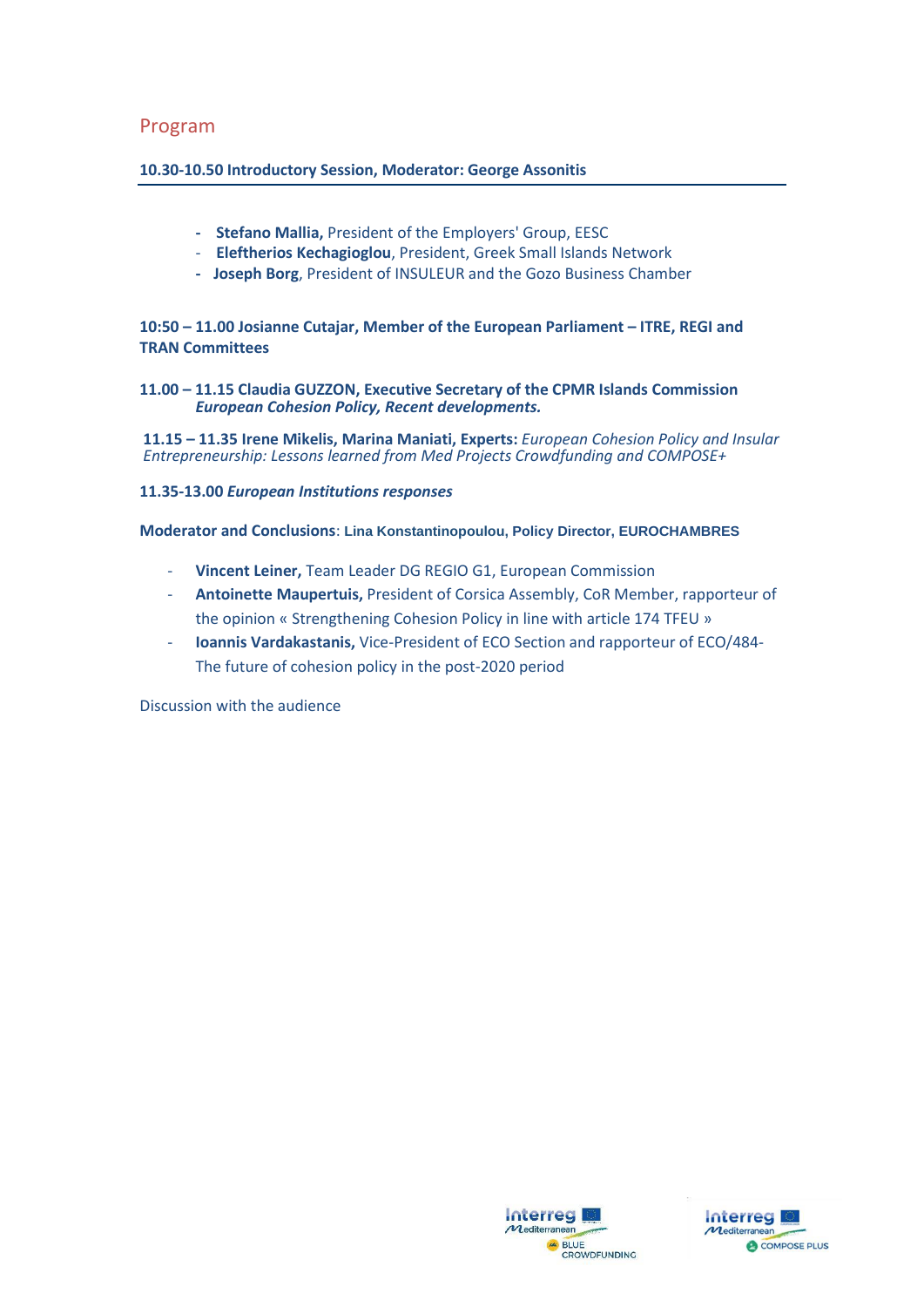## Program

**10.30-10.50 Introductory Session, Moderator: George Assonitis**

- **Stefano Mallia,** President of the Employers' Group, EESC
- **Eleftherios Kechagioglou**, President, Greek Small Islands Network
- **Joseph Borg**, President of INSULEUR and the Gozo Business Chamber

**10:50 – 11.00 Josianne Cutajar, Member of the European Parliament – ITRE, REGI and TRAN Committees**

**11.00 – 11.15 Claudia GUZZON, Executive Secretary of the CPMR Islands Commission**
***European Cohesion Policy, Recent developments.***

**11.15 – 11.35 Irene Mikelis, Marina Maniati, Experts:** *European Cohesion Policy and Insular Entrepreneurship: Lessons learned from Med Projects Crowdfunding and COMPOSE+*

**11.35-13.00** ***European Institutions responses***

**Moderator and Conclusions**: **Lina Konstantinopoulou, Policy Director, EUROCHAMBRES**

- **Vincent Leiner,** Team Leader DG REGIO G1, European Commission
- **Antoinette Maupertuis,** President of Corsica Assembly, CoR Member, rapporteur of the opinion « Strengthening Cohesion Policy in line with article 174 TFEU »
- **Ioannis Vardakastanis,** Vice-President of ECO Section and rapporteur of ECO/484- The future of cohesion policy in the post-2020 period

Discussion with the audience

Interreg Mediterranean BLUE CROWDFUNDING

Interreg Mediterranean COMPOSE PLUS